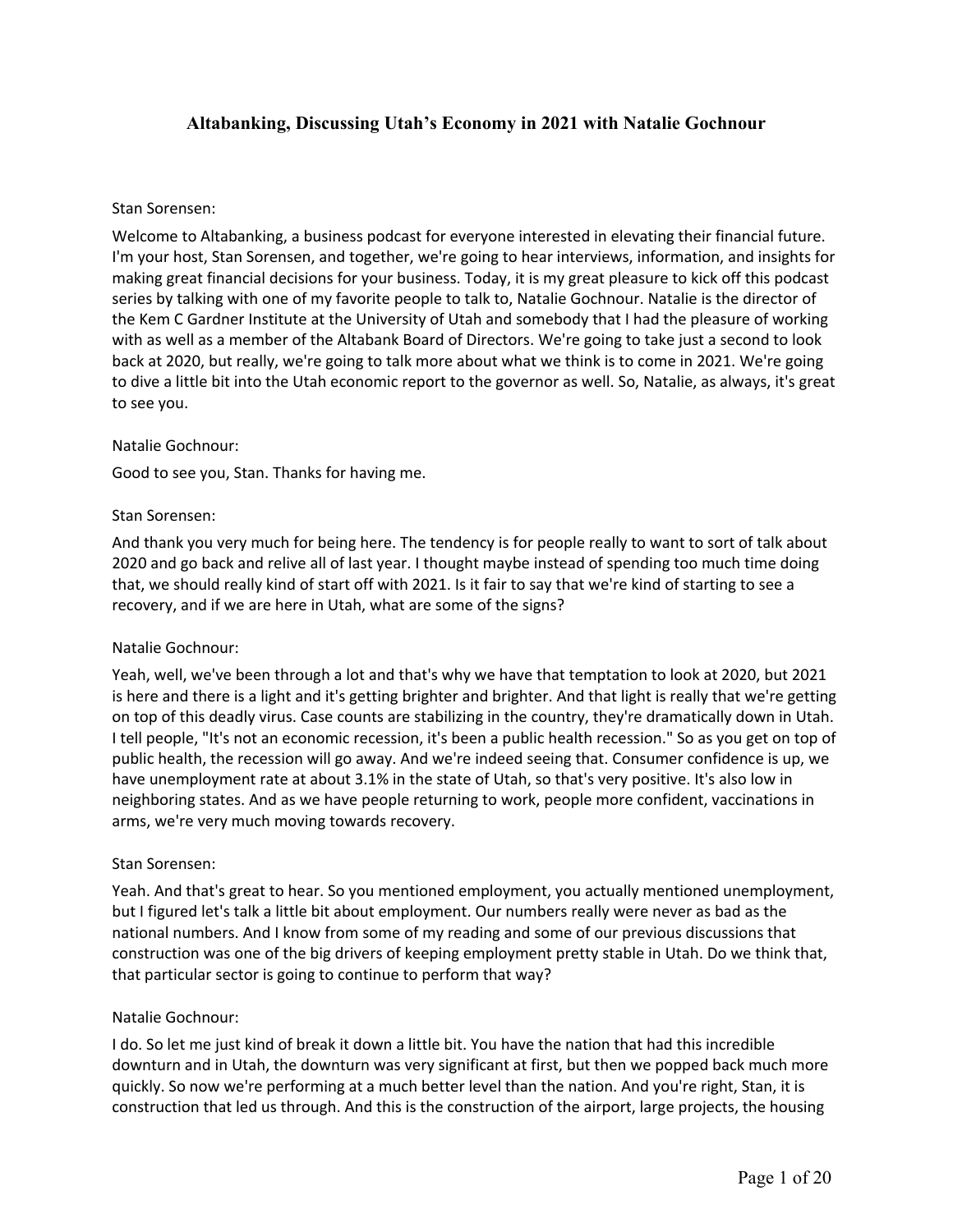# Altabanking, Discussing Utah's Economy in 2021 with Natalie Gochnour

Stan Sorensen:

Welcome to Altabanking, a business podcast for everyone interested in elevating their financial future. I'm your host, Stan Sorensen, and together, we're going to hear interviews, information, and insights for making great financial decisions for your business. Today, it is my great pleasure to kick off this podcast series by talking with one of my favorite people to talk to, Natalie Gochnour. Natalie is the director of the Kem C Gardner Institute at the University of Utah and somebody that I had the pleasure of working with as well as a member of the Altabank Board of Directors. We're going to take just a second to look back at 2020, but really, we're going to talk more about what we think is to come in 2021. We're going to dive a little bit into the Utah economic report to the governor as well. So, Natalie, as always, it's great to see you.

Natalie Gochnour:

Good to see you, Stan. Thanks for having me.

Stan Sorensen:

And thank you very much for being here. The tendency is for people really to want to sort of talk about 2020 and go back and relive all of last year. I thought maybe instead of spending too much time doing that, we should really kind of start off with 2021. Is it fair to say that we're kind of starting to see a recovery, and if we are here in Utah, what are some of the signs?

Natalie Gochnour:

Yeah, well, we've been through a lot and that's why we have that temptation to look at 2020, but 2021 is here and there is a light and it's getting brighter and brighter. And that light is really that we're getting on top of this deadly virus. Case counts are stabilizing in the country, they're dramatically down in Utah. I tell people, "It's not an economic recession, it's been a public health recession." So as you get on top of public health, the recession will go away. And we're indeed seeing that. Consumer confidence is up, we have unemployment rate at about 3.1% in the state of Utah, so that's very positive. It's also low in neighboring states. And as we have people returning to work, people more confident, vaccinations in arms, we're very much moving towards recovery.

Stan Sorensen:

Yeah. And that's great to hear. So you mentioned employment, you actually mentioned unemployment, but I figured let's talk a little bit about employment. Our numbers really were never as bad as the national numbers. And I know from some of my reading and some of our previous discussions that construction was one of the big drivers of keeping employment pretty stable in Utah. Do we think that, that particular sector is going to continue to perform that way?

Natalie Gochnour:

I do. So let me just kind of break it down a little bit. You have the nation that had this incredible downturn and in Utah, the downturn was very significant at first, but then we popped back much more quickly. So now we're performing at a much better level than the nation. And you're right, Stan, it is construction that led us through. And this is the construction of the airport, large projects, the housing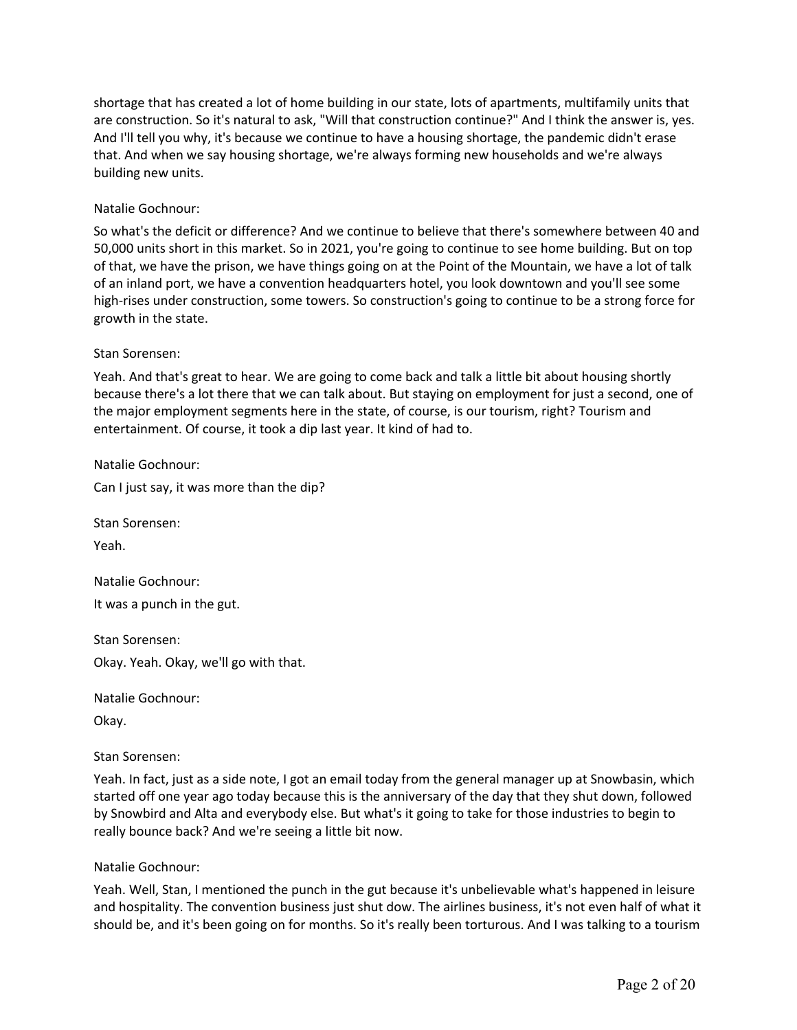shortage that has created a lot of home building in our state, lots of apartments, multifamily units that are construction. So it's natural to ask, "Will that construction continue?" And I think the answer is, yes. And I'll tell you why, it's because we continue to have a housing shortage, the pandemic didn't erase that. And when we say housing shortage, we're always forming new households and we're always building new units.

Natalie Gochnour:

So what's the deficit or difference? And we continue to believe that there's somewhere between 40 and 50,000 units short in this market. So in 2021, you're going to continue to see home building. But on top of that, we have the prison, we have things going on at the Point of the Mountain, we have a lot of talk of an inland port, we have a convention headquarters hotel, you look downtown and you'll see some high-rises under construction, some towers. So construction's going to continue to be a strong force for growth in the state.

Stan Sorensen:

Yeah. And that's great to hear. We are going to come back and talk a little bit about housing shortly because there's a lot there that we can talk about. But staying on employment for just a second, one of the major employment segments here in the state, of course, is our tourism, right? Tourism and entertainment. Of course, it took a dip last year. It kind of had to.

Natalie Gochnour:

Can I just say, it was more than the dip?

Stan Sorensen:

Yeah.

Natalie Gochnour:

It was a punch in the gut.

Stan Sorensen:

Okay. Yeah. Okay, we'll go with that.

Natalie Gochnour:

Okay.

Stan Sorensen:

Yeah. In fact, just as a side note, I got an email today from the general manager up at Snowbasin, which started off one year ago today because this is the anniversary of the day that they shut down, followed by Snowbird and Alta and everybody else. But what's it going to take for those industries to begin to really bounce back? And we're seeing a little bit now.

Natalie Gochnour:

Yeah. Well, Stan, I mentioned the punch in the gut because it's unbelievable what's happened in leisure and hospitality. The convention business just shut dow. The airlines business, it's not even half of what it should be, and it's been going on for months. So it's really been torturous. And I was talking to a tourism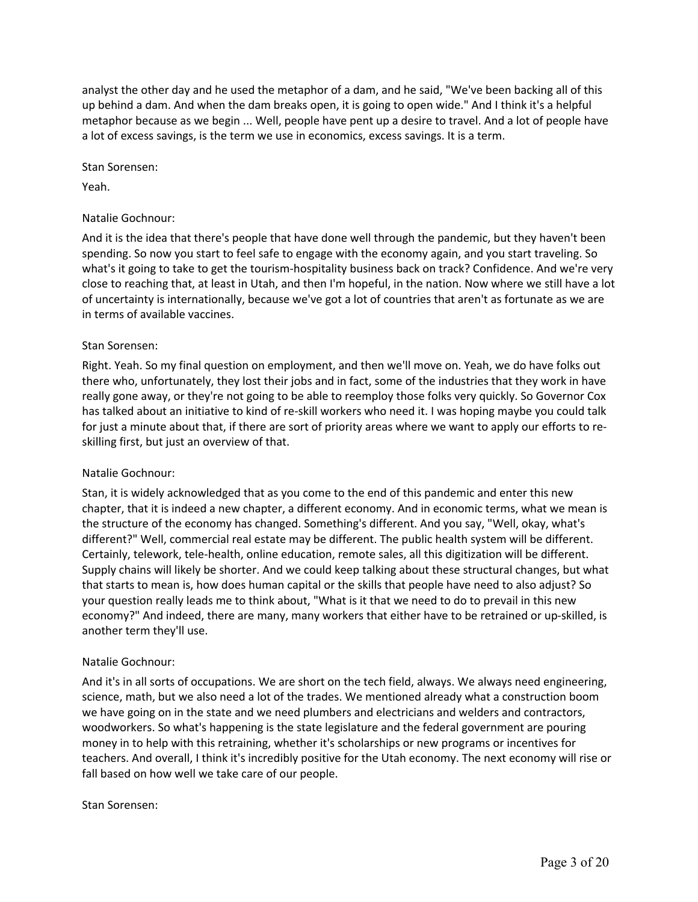analyst the other day and he used the metaphor of a dam, and he said, "We've been backing all of this up behind a dam. And when the dam breaks open, it is going to open wide." And I think it's a helpful metaphor because as we begin ... Well, people have pent up a desire to travel. And a lot of people have a lot of excess savings, is the term we use in economics, excess savings. It is a term.

Stan Sorensen:

Yeah.

Natalie Gochnour:

And it is the idea that there's people that have done well through the pandemic, but they haven't been spending. So now you start to feel safe to engage with the economy again, and you start traveling. So what's it going to take to get the tourism-hospitality business back on track? Confidence. And we're very close to reaching that, at least in Utah, and then I'm hopeful, in the nation. Now where we still have a lot of uncertainty is internationally, because we've got a lot of countries that aren't as fortunate as we are in terms of available vaccines.

Stan Sorensen:

Right. Yeah. So my final question on employment, and then we'll move on. Yeah, we do have folks out there who, unfortunately, they lost their jobs and in fact, some of the industries that they work in have really gone away, or they're not going to be able to reemploy those folks very quickly. So Governor Cox has talked about an initiative to kind of re-skill workers who need it. I was hoping maybe you could talk for just a minute about that, if there are sort of priority areas where we want to apply our efforts to re-skilling first, but just an overview of that.

Natalie Gochnour:

Stan, it is widely acknowledged that as you come to the end of this pandemic and enter this new chapter, that it is indeed a new chapter, a different economy. And in economic terms, what we mean is the structure of the economy has changed. Something's different. And you say, "Well, okay, what's different?" Well, commercial real estate may be different. The public health system will be different. Certainly, telework, tele-health, online education, remote sales, all this digitization will be different. Supply chains will likely be shorter. And we could keep talking about these structural changes, but what that starts to mean is, how does human capital or the skills that people have need to also adjust? So your question really leads me to think about, "What is it that we need to do to prevail in this new economy?" And indeed, there are many, many workers that either have to be retrained or up-skilled, is another term they'll use.

Natalie Gochnour:

And it's in all sorts of occupations. We are short on the tech field, always. We always need engineering, science, math, but we also need a lot of the trades. We mentioned already what a construction boom we have going on in the state and we need plumbers and electricians and welders and contractors, woodworkers. So what's happening is the state legislature and the federal government are pouring money in to help with this retraining, whether it's scholarships or new programs or incentives for teachers. And overall, I think it's incredibly positive for the Utah economy. The next economy will rise or fall based on how well we take care of our people.

Stan Sorensen: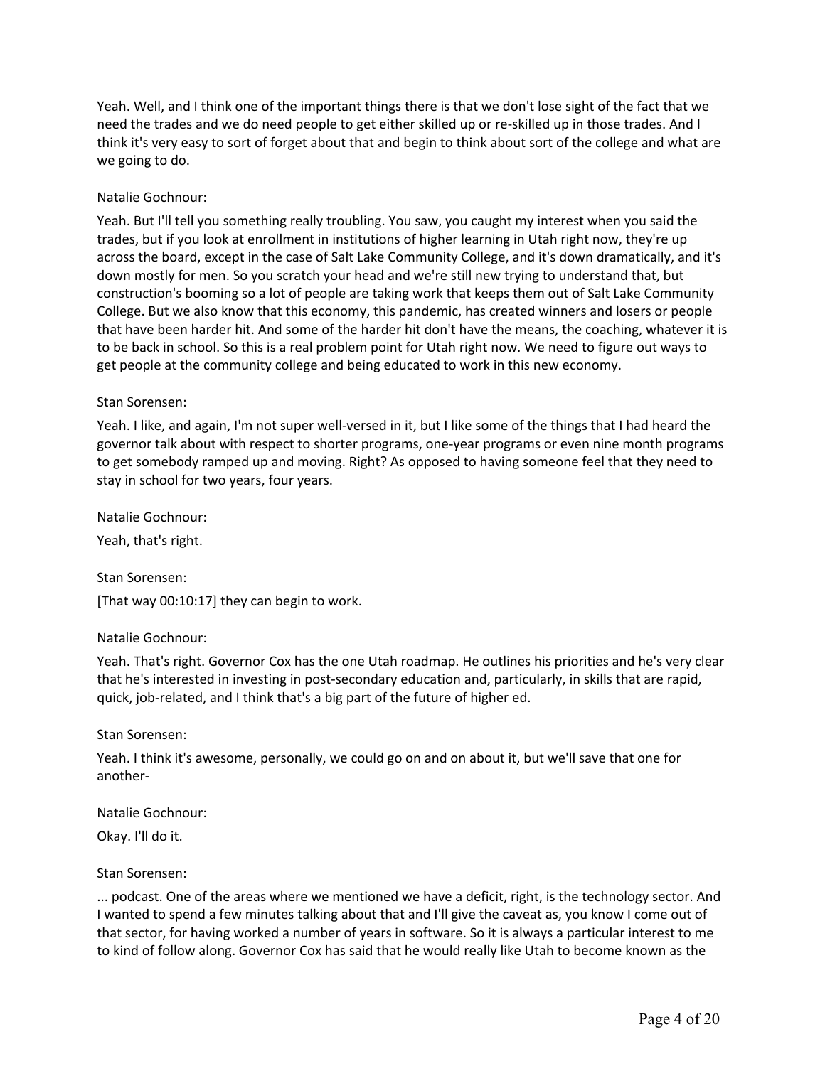Yeah. Well, and I think one of the important things there is that we don't lose sight of the fact that we need the trades and we do need people to get either skilled up or re-skilled up in those trades. And I think it's very easy to sort of forget about that and begin to think about sort of the college and what are we going to do.

Natalie Gochnour:

Yeah. But I'll tell you something really troubling. You saw, you caught my interest when you said the trades, but if you look at enrollment in institutions of higher learning in Utah right now, they're up across the board, except in the case of Salt Lake Community College, and it's down dramatically, and it's down mostly for men. So you scratch your head and we're still new trying to understand that, but construction's booming so a lot of people are taking work that keeps them out of Salt Lake Community College. But we also know that this economy, this pandemic, has created winners and losers or people that have been harder hit. And some of the harder hit don't have the means, the coaching, whatever it is to be back in school. So this is a real problem point for Utah right now. We need to figure out ways to get people at the community college and being educated to work in this new economy.

Stan Sorensen:

Yeah. I like, and again, I'm not super well-versed in it, but I like some of the things that I had heard the governor talk about with respect to shorter programs, one-year programs or even nine month programs to get somebody ramped up and moving. Right? As opposed to having someone feel that they need to stay in school for two years, four years.

Natalie Gochnour:

Yeah, that's right.

Stan Sorensen:

[That way 00:10:17] they can begin to work.

Natalie Gochnour:

Yeah. That's right. Governor Cox has the one Utah roadmap. He outlines his priorities and he's very clear that he's interested in investing in post-secondary education and, particularly, in skills that are rapid, quick, job-related, and I think that's a big part of the future of higher ed.

Stan Sorensen:

Yeah. I think it's awesome, personally, we could go on and on about it, but we'll save that one for another-

Natalie Gochnour:

Okay. I'll do it.

Stan Sorensen:

... podcast. One of the areas where we mentioned we have a deficit, right, is the technology sector. And I wanted to spend a few minutes talking about that and I'll give the caveat as, you know I come out of that sector, for having worked a number of years in software. So it is always a particular interest to me to kind of follow along. Governor Cox has said that he would really like Utah to become known as the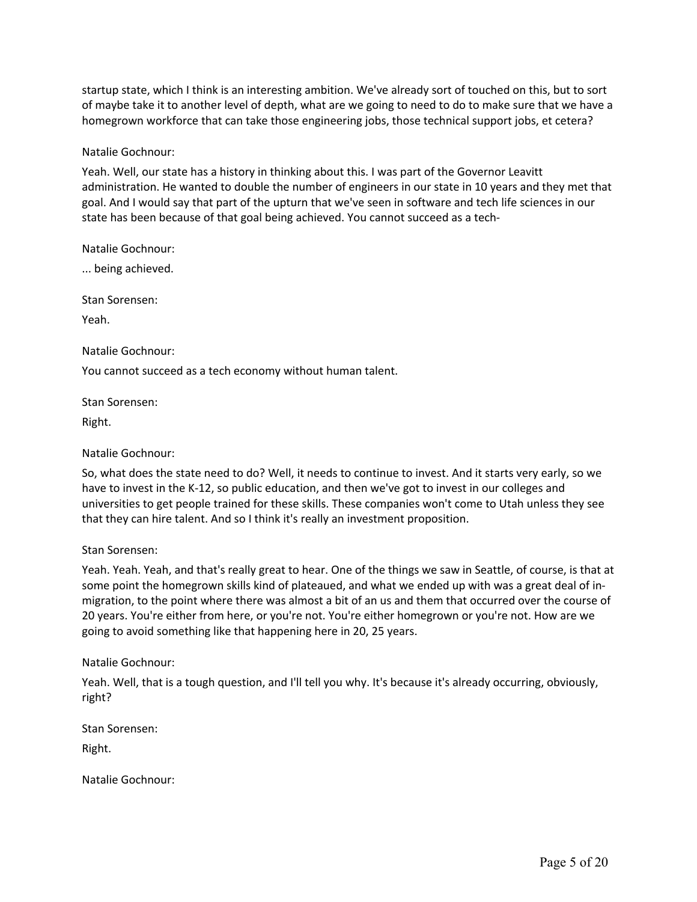startup state, which I think is an interesting ambition. We've already sort of touched on this, but to sort of maybe take it to another level of depth, what are we going to need to do to make sure that we have a homegrown workforce that can take those engineering jobs, those technical support jobs, et cetera?

Natalie Gochnour:

Yeah. Well, our state has a history in thinking about this. I was part of the Governor Leavitt administration. He wanted to double the number of engineers in our state in 10 years and they met that goal. And I would say that part of the upturn that we've seen in software and tech life sciences in our state has been because of that goal being achieved. You cannot succeed as a tech-

Natalie Gochnour:

... being achieved.

Stan Sorensen:

Yeah.

Natalie Gochnour:

You cannot succeed as a tech economy without human talent.

Stan Sorensen:

Right.

Natalie Gochnour:

So, what does the state need to do? Well, it needs to continue to invest. And it starts very early, so we have to invest in the K-12, so public education, and then we've got to invest in our colleges and universities to get people trained for these skills. These companies won't come to Utah unless they see that they can hire talent. And so I think it's really an investment proposition.

Stan Sorensen:

Yeah. Yeah. Yeah, and that's really great to hear. One of the things we saw in Seattle, of course, is that at some point the homegrown skills kind of plateaued, and what we ended up with was a great deal of in-migration, to the point where there was almost a bit of an us and them that occurred over the course of 20 years. You're either from here, or you're not. You're either homegrown or you're not. How are we going to avoid something like that happening here in 20, 25 years.

Natalie Gochnour:

Yeah. Well, that is a tough question, and I'll tell you why. It's because it's already occurring, obviously, right?

Stan Sorensen:

Right.

Natalie Gochnour: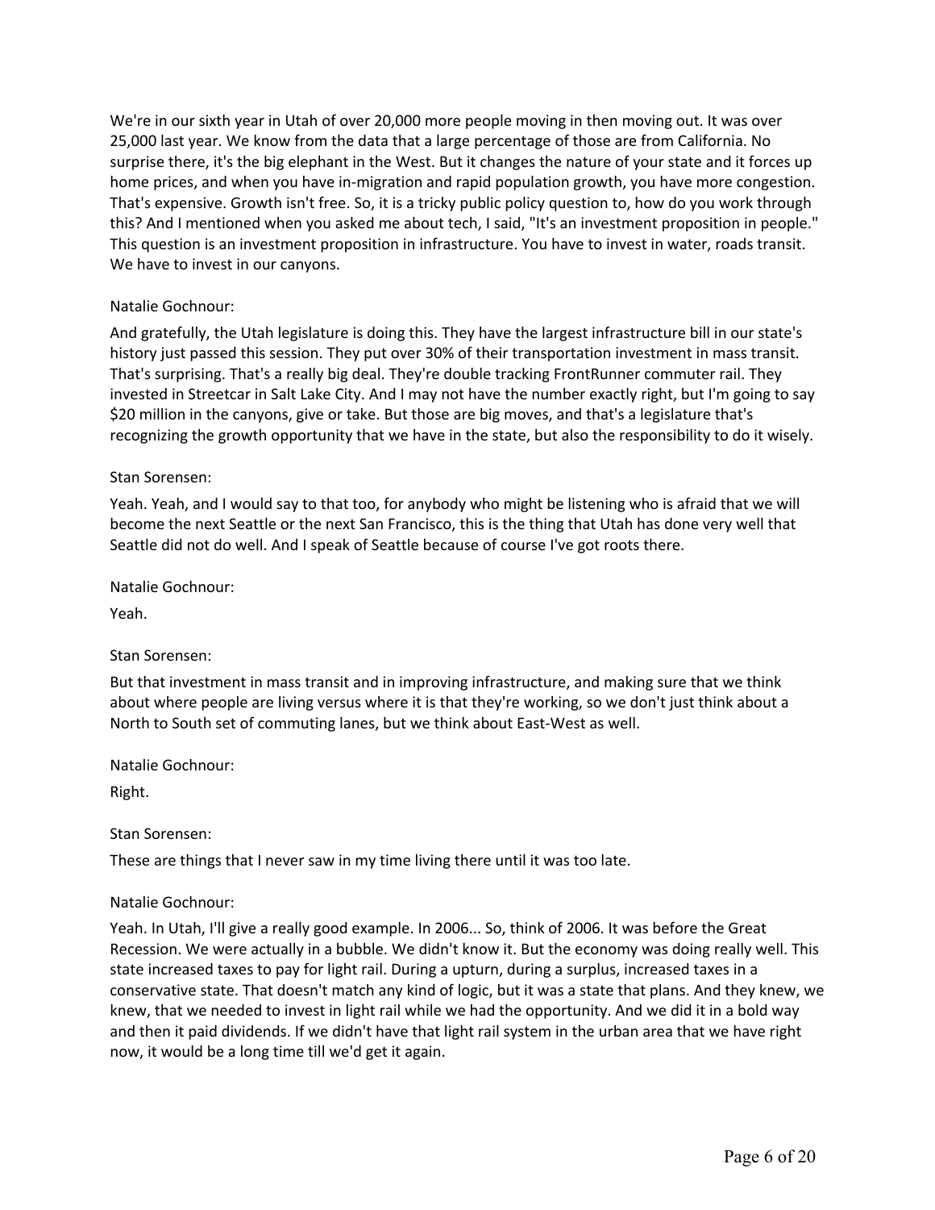We're in our sixth year in Utah of over 20,000 more people moving in then moving out. It was over 25,000 last year. We know from the data that a large percentage of those are from California. No surprise there, it's the big elephant in the West. But it changes the nature of your state and it forces up home prices, and when you have in-migration and rapid population growth, you have more congestion. That's expensive. Growth isn't free. So, it is a tricky public policy question to, how do you work through this? And I mentioned when you asked me about tech, I said, "It's an investment proposition in people." This question is an investment proposition in infrastructure. You have to invest in water, roads transit. We have to invest in our canyons.

Natalie Gochnour:

And gratefully, the Utah legislature is doing this. They have the largest infrastructure bill in our state's history just passed this session. They put over 30% of their transportation investment in mass transit. That's surprising. That's a really big deal. They're double tracking FrontRunner commuter rail. They invested in Streetcar in Salt Lake City. And I may not have the number exactly right, but I'm going to say $20 million in the canyons, give or take. But those are big moves, and that's a legislature that's recognizing the growth opportunity that we have in the state, but also the responsibility to do it wisely.

Stan Sorensen:

Yeah. Yeah, and I would say to that too, for anybody who might be listening who is afraid that we will become the next Seattle or the next San Francisco, this is the thing that Utah has done very well that Seattle did not do well. And I speak of Seattle because of course I've got roots there.

Natalie Gochnour:

Yeah.

Stan Sorensen:

But that investment in mass transit and in improving infrastructure, and making sure that we think about where people are living versus where it is that they're working, so we don't just think about a North to South set of commuting lanes, but we think about East-West as well.

Natalie Gochnour:

Right.

Stan Sorensen:

These are things that I never saw in my time living there until it was too late.

Natalie Gochnour:

Yeah. In Utah, I'll give a really good example. In 2006... So, think of 2006. It was before the Great Recession. We were actually in a bubble. We didn't know it. But the economy was doing really well. This state increased taxes to pay for light rail. During a upturn, during a surplus, increased taxes in a conservative state. That doesn't match any kind of logic, but it was a state that plans. And they knew, we knew, that we needed to invest in light rail while we had the opportunity. And we did it in a bold way and then it paid dividends. If we didn't have that light rail system in the urban area that we have right now, it would be a long time till we'd get it again.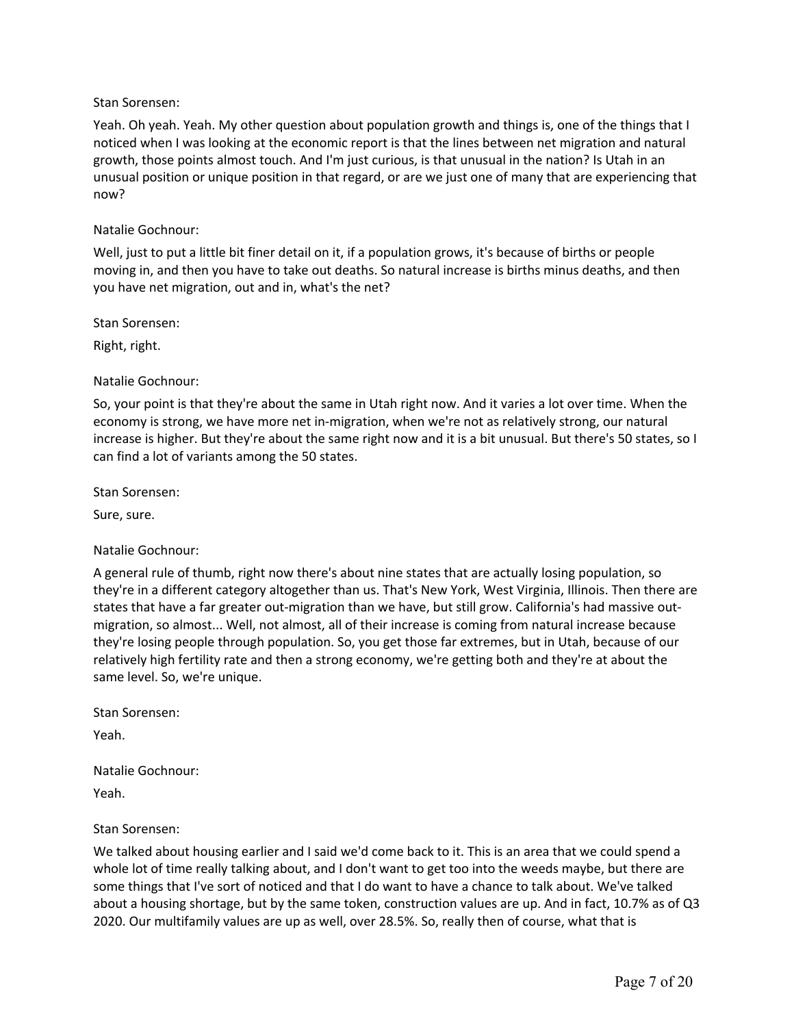Stan Sorensen:

Yeah. Oh yeah. Yeah. My other question about population growth and things is, one of the things that I noticed when I was looking at the economic report is that the lines between net migration and natural growth, those points almost touch. And I'm just curious, is that unusual in the nation? Is Utah in an unusual position or unique position in that regard, or are we just one of many that are experiencing that now?

Natalie Gochnour:

Well, just to put a little bit finer detail on it, if a population grows, it's because of births or people moving in, and then you have to take out deaths. So natural increase is births minus deaths, and then you have net migration, out and in, what's the net?

Stan Sorensen:

Right, right.

Natalie Gochnour:

So, your point is that they're about the same in Utah right now. And it varies a lot over time. When the economy is strong, we have more net in-migration, when we're not as relatively strong, our natural increase is higher. But they're about the same right now and it is a bit unusual. But there's 50 states, so I can find a lot of variants among the 50 states.

Stan Sorensen:

Sure, sure.

Natalie Gochnour:

A general rule of thumb, right now there's about nine states that are actually losing population, so they're in a different category altogether than us. That's New York, West Virginia, Illinois. Then there are states that have a far greater out-migration than we have, but still grow. California's had massive out-migration, so almost... Well, not almost, all of their increase is coming from natural increase because they're losing people through population. So, you get those far extremes, but in Utah, because of our relatively high fertility rate and then a strong economy, we're getting both and they're at about the same level. So, we're unique.

Stan Sorensen:

Yeah.

Natalie Gochnour:

Yeah.

Stan Sorensen:

We talked about housing earlier and I said we'd come back to it. This is an area that we could spend a whole lot of time really talking about, and I don't want to get too into the weeds maybe, but there are some things that I've sort of noticed and that I do want to have a chance to talk about. We've talked about a housing shortage, but by the same token, construction values are up. And in fact, 10.7% as of Q3 2020. Our multifamily values are up as well, over 28.5%. So, really then of course, what that is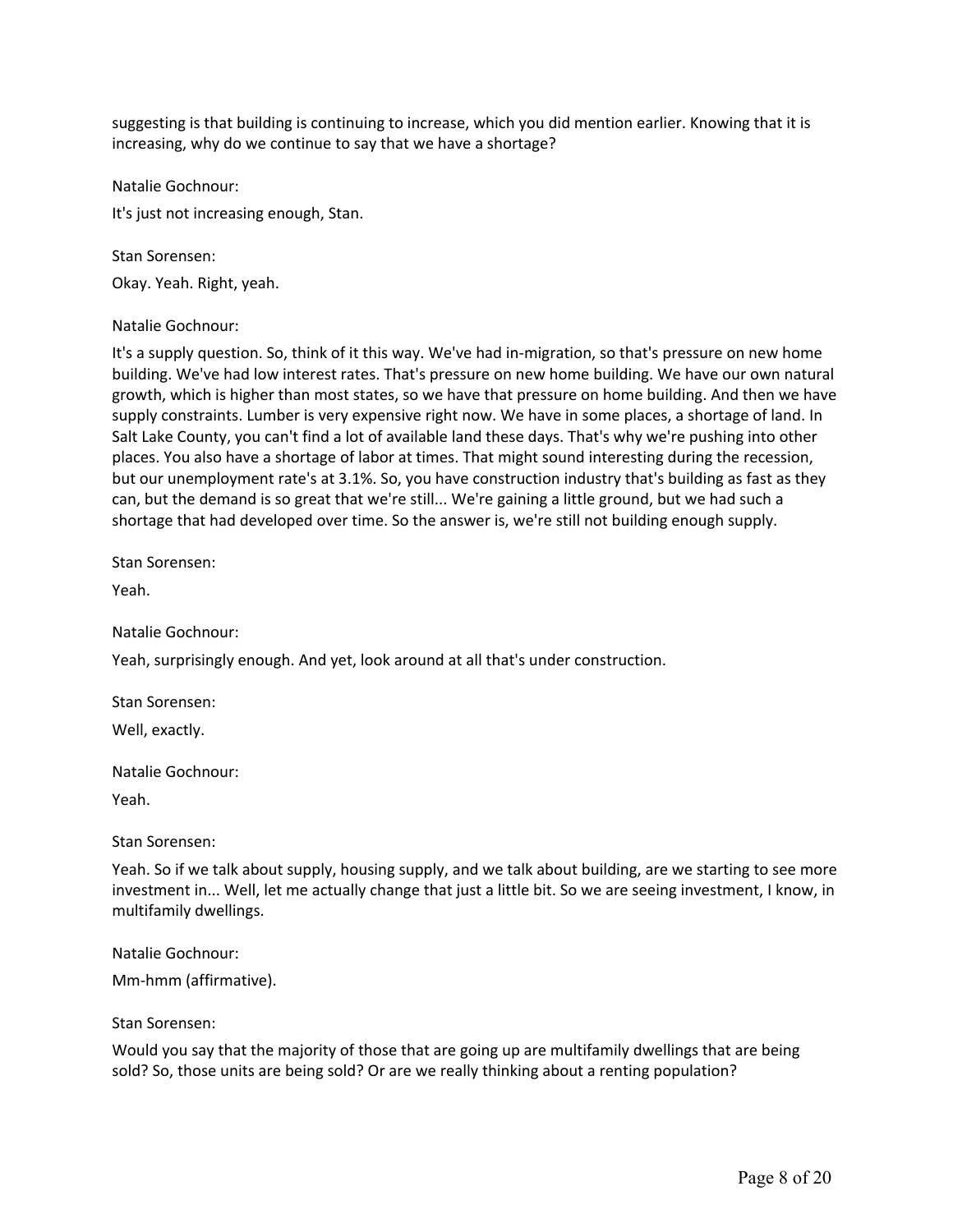suggesting is that building is continuing to increase, which you did mention earlier. Knowing that it is increasing, why do we continue to say that we have a shortage?

Natalie Gochnour:

It's just not increasing enough, Stan.

Stan Sorensen:

Okay. Yeah. Right, yeah.

Natalie Gochnour:

It's a supply question. So, think of it this way. We've had in-migration, so that's pressure on new home building. We've had low interest rates. That's pressure on new home building. We have our own natural growth, which is higher than most states, so we have that pressure on home building. And then we have supply constraints. Lumber is very expensive right now. We have in some places, a shortage of land. In Salt Lake County, you can't find a lot of available land these days. That's why we're pushing into other places. You also have a shortage of labor at times. That might sound interesting during the recession, but our unemployment rate's at 3.1%. So, you have construction industry that's building as fast as they can, but the demand is so great that we're still... We're gaining a little ground, but we had such a shortage that had developed over time. So the answer is, we're still not building enough supply.

Stan Sorensen:

Yeah.

Natalie Gochnour:

Yeah, surprisingly enough. And yet, look around at all that's under construction.

Stan Sorensen:

Well, exactly.

Natalie Gochnour:

Yeah.

Stan Sorensen:

Yeah. So if we talk about supply, housing supply, and we talk about building, are we starting to see more investment in... Well, let me actually change that just a little bit. So we are seeing investment, I know, in multifamily dwellings.

Natalie Gochnour:

Mm-hmm (affirmative).

Stan Sorensen:

Would you say that the majority of those that are going up are multifamily dwellings that are being sold? So, those units are being sold? Or are we really thinking about a renting population?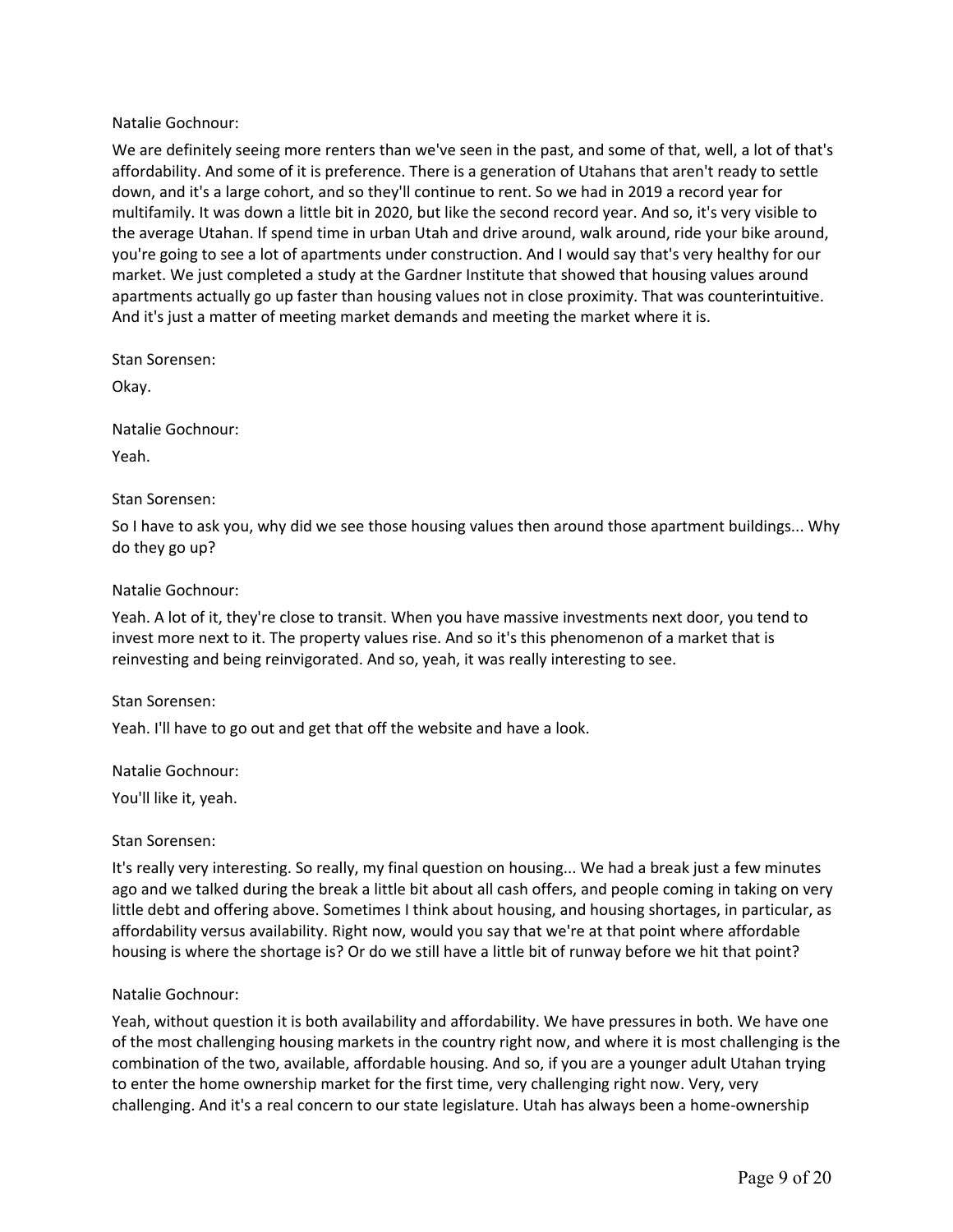Natalie Gochnour:

We are definitely seeing more renters than we've seen in the past, and some of that, well, a lot of that's affordability. And some of it is preference. There is a generation of Utahans that aren't ready to settle down, and it's a large cohort, and so they'll continue to rent. So we had in 2019 a record year for multifamily. It was down a little bit in 2020, but like the second record year. And so, it's very visible to the average Utahan. If spend time in urban Utah and drive around, walk around, ride your bike around, you're going to see a lot of apartments under construction. And I would say that's very healthy for our market. We just completed a study at the Gardner Institute that showed that housing values around apartments actually go up faster than housing values not in close proximity. That was counterintuitive. And it's just a matter of meeting market demands and meeting the market where it is.

Stan Sorensen:

Okay.

Natalie Gochnour:

Yeah.

Stan Sorensen:

So I have to ask you, why did we see those housing values then around those apartment buildings... Why do they go up?

Natalie Gochnour:

Yeah. A lot of it, they're close to transit. When you have massive investments next door, you tend to invest more next to it. The property values rise. And so it's this phenomenon of a market that is reinvesting and being reinvigorated. And so, yeah, it was really interesting to see.

Stan Sorensen:

Yeah. I'll have to go out and get that off the website and have a look.

Natalie Gochnour:

You'll like it, yeah.

Stan Sorensen:

It's really very interesting. So really, my final question on housing... We had a break just a few minutes ago and we talked during the break a little bit about all cash offers, and people coming in taking on very little debt and offering above. Sometimes I think about housing, and housing shortages, in particular, as affordability versus availability. Right now, would you say that we're at that point where affordable housing is where the shortage is? Or do we still have a little bit of runway before we hit that point?

Natalie Gochnour:

Yeah, without question it is both availability and affordability. We have pressures in both. We have one of the most challenging housing markets in the country right now, and where it is most challenging is the combination of the two, available, affordable housing. And so, if you are a younger adult Utahan trying to enter the home ownership market for the first time, very challenging right now. Very, very challenging. And it's a real concern to our state legislature. Utah has always been a home-ownership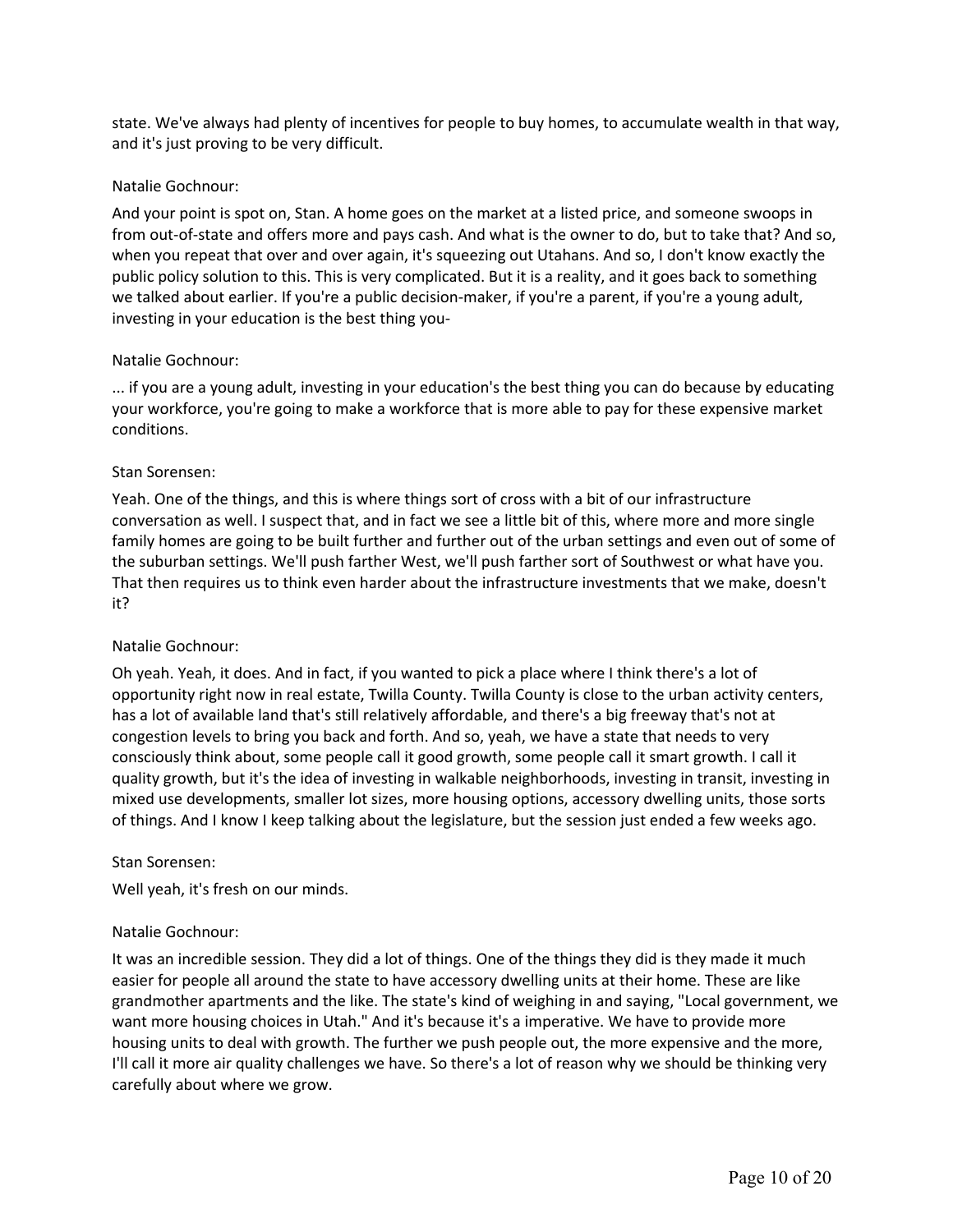state. We've always had plenty of incentives for people to buy homes, to accumulate wealth in that way, and it's just proving to be very difficult.

Natalie Gochnour:

And your point is spot on, Stan. A home goes on the market at a listed price, and someone swoops in from out-of-state and offers more and pays cash. And what is the owner to do, but to take that? And so, when you repeat that over and over again, it's squeezing out Utahans. And so, I don't know exactly the public policy solution to this. This is very complicated. But it is a reality, and it goes back to something we talked about earlier. If you're a public decision-maker, if you're a parent, if you're a young adult, investing in your education is the best thing you-

Natalie Gochnour:

... if you are a young adult, investing in your education's the best thing you can do because by educating your workforce, you're going to make a workforce that is more able to pay for these expensive market conditions.

Stan Sorensen:

Yeah. One of the things, and this is where things sort of cross with a bit of our infrastructure conversation as well. I suspect that, and in fact we see a little bit of this, where more and more single family homes are going to be built further and further out of the urban settings and even out of some of the suburban settings. We'll push farther West, we'll push farther sort of Southwest or what have you. That then requires us to think even harder about the infrastructure investments that we make, doesn't it?

Natalie Gochnour:

Oh yeah. Yeah, it does. And in fact, if you wanted to pick a place where I think there's a lot of opportunity right now in real estate, Twilla County. Twilla County is close to the urban activity centers, has a lot of available land that's still relatively affordable, and there's a big freeway that's not at congestion levels to bring you back and forth. And so, yeah, we have a state that needs to very consciously think about, some people call it good growth, some people call it smart growth. I call it quality growth, but it's the idea of investing in walkable neighborhoods, investing in transit, investing in mixed use developments, smaller lot sizes, more housing options, accessory dwelling units, those sorts of things. And I know I keep talking about the legislature, but the session just ended a few weeks ago.

Stan Sorensen:

Well yeah, it's fresh on our minds.

Natalie Gochnour:

It was an incredible session. They did a lot of things. One of the things they did is they made it much easier for people all around the state to have accessory dwelling units at their home. These are like grandmother apartments and the like. The state's kind of weighing in and saying, "Local government, we want more housing choices in Utah." And it's because it's a imperative. We have to provide more housing units to deal with growth. The further we push people out, the more expensive and the more, I'll call it more air quality challenges we have. So there's a lot of reason why we should be thinking very carefully about where we grow.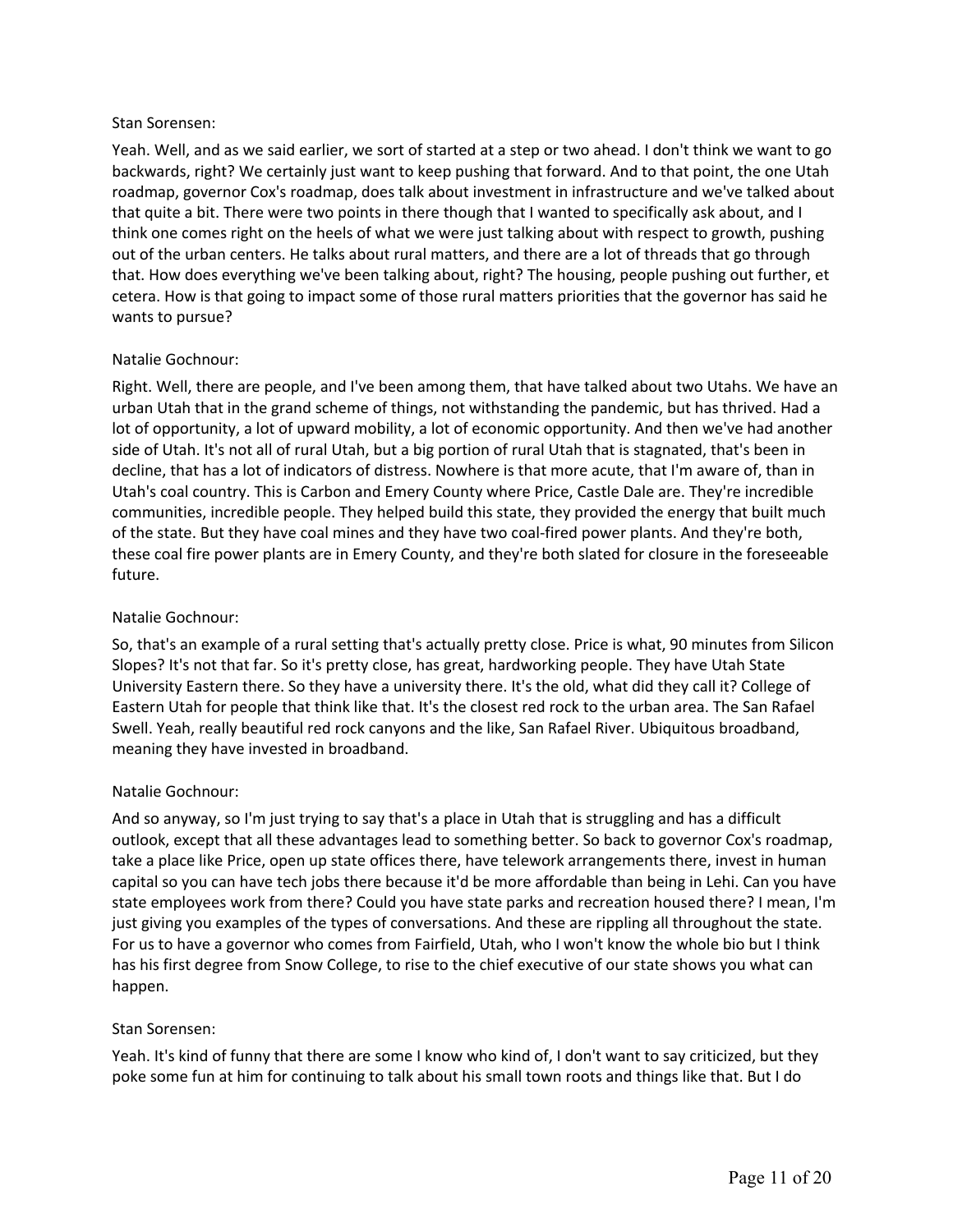Stan Sorensen:

Yeah. Well, and as we said earlier, we sort of started at a step or two ahead. I don't think we want to go backwards, right? We certainly just want to keep pushing that forward. And to that point, the one Utah roadmap, governor Cox's roadmap, does talk about investment in infrastructure and we've talked about that quite a bit. There were two points in there though that I wanted to specifically ask about, and I think one comes right on the heels of what we were just talking about with respect to growth, pushing out of the urban centers. He talks about rural matters, and there are a lot of threads that go through that. How does everything we've been talking about, right? The housing, people pushing out further, et cetera. How is that going to impact some of those rural matters priorities that the governor has said he wants to pursue?

Natalie Gochnour:

Right. Well, there are people, and I've been among them, that have talked about two Utahs. We have an urban Utah that in the grand scheme of things, not withstanding the pandemic, but has thrived. Had a lot of opportunity, a lot of upward mobility, a lot of economic opportunity. And then we've had another side of Utah. It's not all of rural Utah, but a big portion of rural Utah that is stagnated, that's been in decline, that has a lot of indicators of distress. Nowhere is that more acute, that I'm aware of, than in Utah's coal country. This is Carbon and Emery County where Price, Castle Dale are. They're incredible communities, incredible people. They helped build this state, they provided the energy that built much of the state. But they have coal mines and they have two coal-fired power plants. And they're both, these coal fire power plants are in Emery County, and they're both slated for closure in the foreseeable future.

Natalie Gochnour:

So, that's an example of a rural setting that's actually pretty close. Price is what, 90 minutes from Silicon Slopes? It's not that far. So it's pretty close, has great, hardworking people. They have Utah State University Eastern there. So they have a university there. It's the old, what did they call it? College of Eastern Utah for people that think like that. It's the closest red rock to the urban area. The San Rafael Swell. Yeah, really beautiful red rock canyons and the like, San Rafael River. Ubiquitous broadband, meaning they have invested in broadband.

Natalie Gochnour:

And so anyway, so I'm just trying to say that's a place in Utah that is struggling and has a difficult outlook, except that all these advantages lead to something better. So back to governor Cox's roadmap, take a place like Price, open up state offices there, have telework arrangements there, invest in human capital so you can have tech jobs there because it'd be more affordable than being in Lehi. Can you have state employees work from there? Could you have state parks and recreation housed there? I mean, I'm just giving you examples of the types of conversations. And these are rippling all throughout the state. For us to have a governor who comes from Fairfield, Utah, who I won't know the whole bio but I think has his first degree from Snow College, to rise to the chief executive of our state shows you what can happen.

Stan Sorensen:

Yeah. It's kind of funny that there are some I know who kind of, I don't want to say criticized, but they poke some fun at him for continuing to talk about his small town roots and things like that. But I do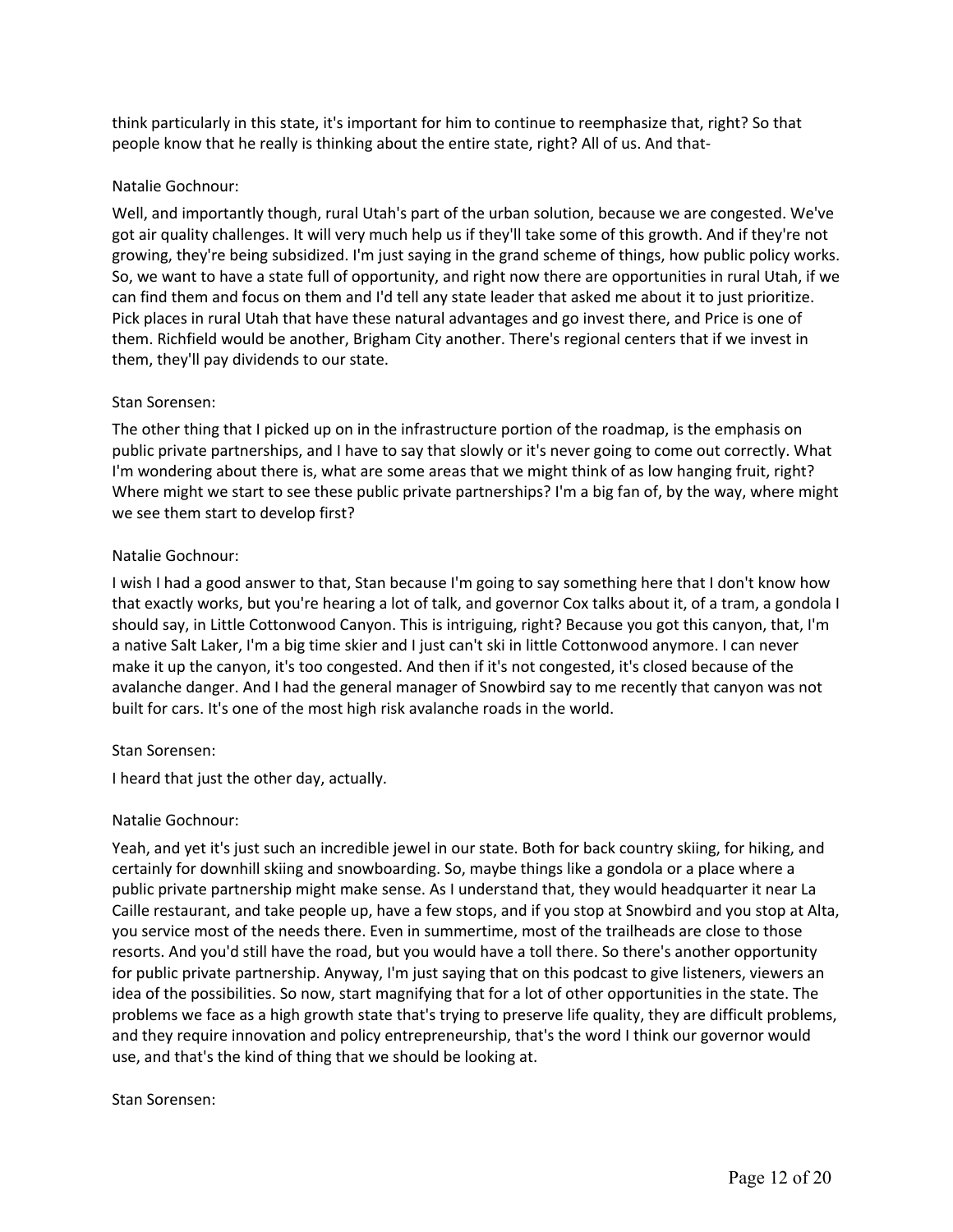think particularly in this state, it's important for him to continue to reemphasize that, right? So that people know that he really is thinking about the entire state, right? All of us. And that-

Natalie Gochnour:

Well, and importantly though, rural Utah's part of the urban solution, because we are congested. We've got air quality challenges. It will very much help us if they'll take some of this growth. And if they're not growing, they're being subsidized. I'm just saying in the grand scheme of things, how public policy works. So, we want to have a state full of opportunity, and right now there are opportunities in rural Utah, if we can find them and focus on them and I'd tell any state leader that asked me about it to just prioritize. Pick places in rural Utah that have these natural advantages and go invest there, and Price is one of them. Richfield would be another, Brigham City another. There's regional centers that if we invest in them, they'll pay dividends to our state.

Stan Sorensen:

The other thing that I picked up on in the infrastructure portion of the roadmap, is the emphasis on public private partnerships, and I have to say that slowly or it's never going to come out correctly. What I'm wondering about there is, what are some areas that we might think of as low hanging fruit, right? Where might we start to see these public private partnerships? I'm a big fan of, by the way, where might we see them start to develop first?

Natalie Gochnour:

I wish I had a good answer to that, Stan because I'm going to say something here that I don't know how that exactly works, but you're hearing a lot of talk, and governor Cox talks about it, of a tram, a gondola I should say, in Little Cottonwood Canyon. This is intriguing, right? Because you got this canyon, that, I'm a native Salt Laker, I'm a big time skier and I just can't ski in little Cottonwood anymore. I can never make it up the canyon, it's too congested. And then if it's not congested, it's closed because of the avalanche danger. And I had the general manager of Snowbird say to me recently that canyon was not built for cars. It's one of the most high risk avalanche roads in the world.

Stan Sorensen:

I heard that just the other day, actually.

Natalie Gochnour:

Yeah, and yet it's just such an incredible jewel in our state. Both for back country skiing, for hiking, and certainly for downhill skiing and snowboarding. So, maybe things like a gondola or a place where a public private partnership might make sense. As I understand that, they would headquarter it near La Caille restaurant, and take people up, have a few stops, and if you stop at Snowbird and you stop at Alta, you service most of the needs there. Even in summertime, most of the trailheads are close to those resorts. And you'd still have the road, but you would have a toll there. So there's another opportunity for public private partnership. Anyway, I'm just saying that on this podcast to give listeners, viewers an idea of the possibilities. So now, start magnifying that for a lot of other opportunities in the state. The problems we face as a high growth state that's trying to preserve life quality, they are difficult problems, and they require innovation and policy entrepreneurship, that's the word I think our governor would use, and that's the kind of thing that we should be looking at.

Stan Sorensen: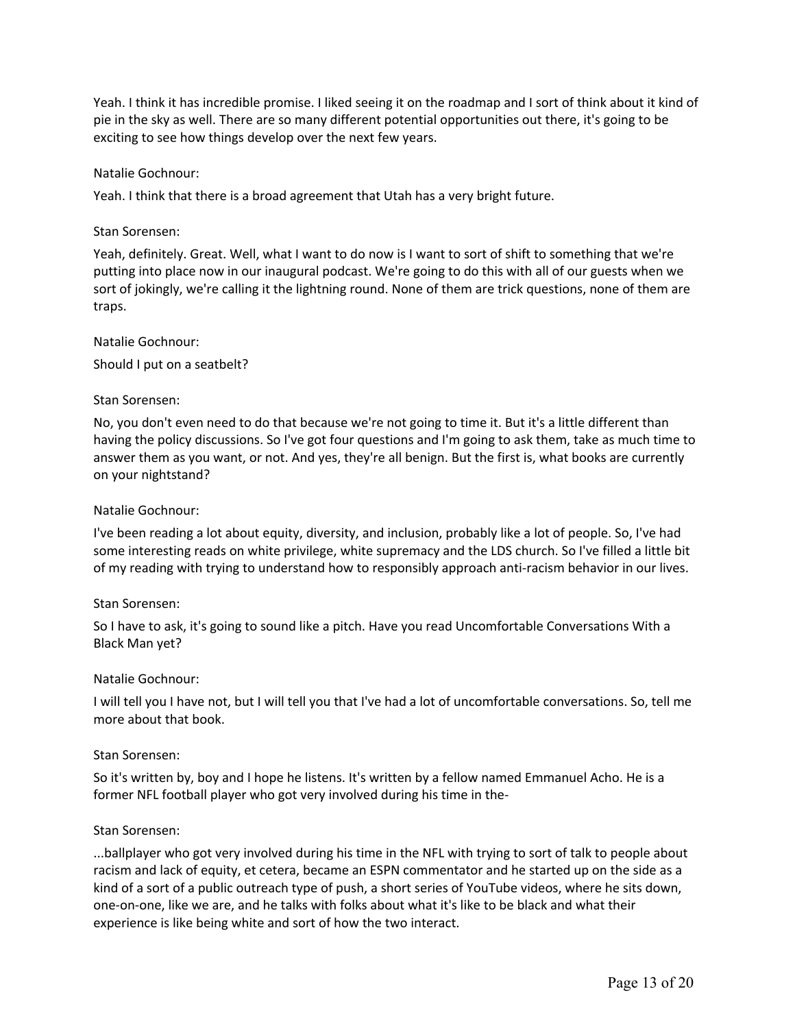Yeah. I think it has incredible promise. I liked seeing it on the roadmap and I sort of think about it kind of pie in the sky as well. There are so many different potential opportunities out there, it's going to be exciting to see how things develop over the next few years.

Natalie Gochnour:

Yeah. I think that there is a broad agreement that Utah has a very bright future.

Stan Sorensen:

Yeah, definitely. Great. Well, what I want to do now is I want to sort of shift to something that we're putting into place now in our inaugural podcast. We're going to do this with all of our guests when we sort of jokingly, we're calling it the lightning round. None of them are trick questions, none of them are traps.

Natalie Gochnour:

Should I put on a seatbelt?

Stan Sorensen:

No, you don't even need to do that because we're not going to time it. But it's a little different than having the policy discussions. So I've got four questions and I'm going to ask them, take as much time to answer them as you want, or not. And yes, they're all benign. But the first is, what books are currently on your nightstand?

Natalie Gochnour:

I've been reading a lot about equity, diversity, and inclusion, probably like a lot of people. So, I've had some interesting reads on white privilege, white supremacy and the LDS church. So I've filled a little bit of my reading with trying to understand how to responsibly approach anti-racism behavior in our lives.

Stan Sorensen:

So I have to ask, it's going to sound like a pitch. Have you read Uncomfortable Conversations With a Black Man yet?

Natalie Gochnour:

I will tell you I have not, but I will tell you that I've had a lot of uncomfortable conversations. So, tell me more about that book.

Stan Sorensen:

So it's written by, boy and I hope he listens. It's written by a fellow named Emmanuel Acho. He is a former NFL football player who got very involved during his time in the-

Stan Sorensen:

...ballplayer who got very involved during his time in the NFL with trying to sort of talk to people about racism and lack of equity, et cetera, became an ESPN commentator and he started up on the side as a kind of a sort of a public outreach type of push, a short series of YouTube videos, where he sits down, one-on-one, like we are, and he talks with folks about what it's like to be black and what their experience is like being white and sort of how the two interact.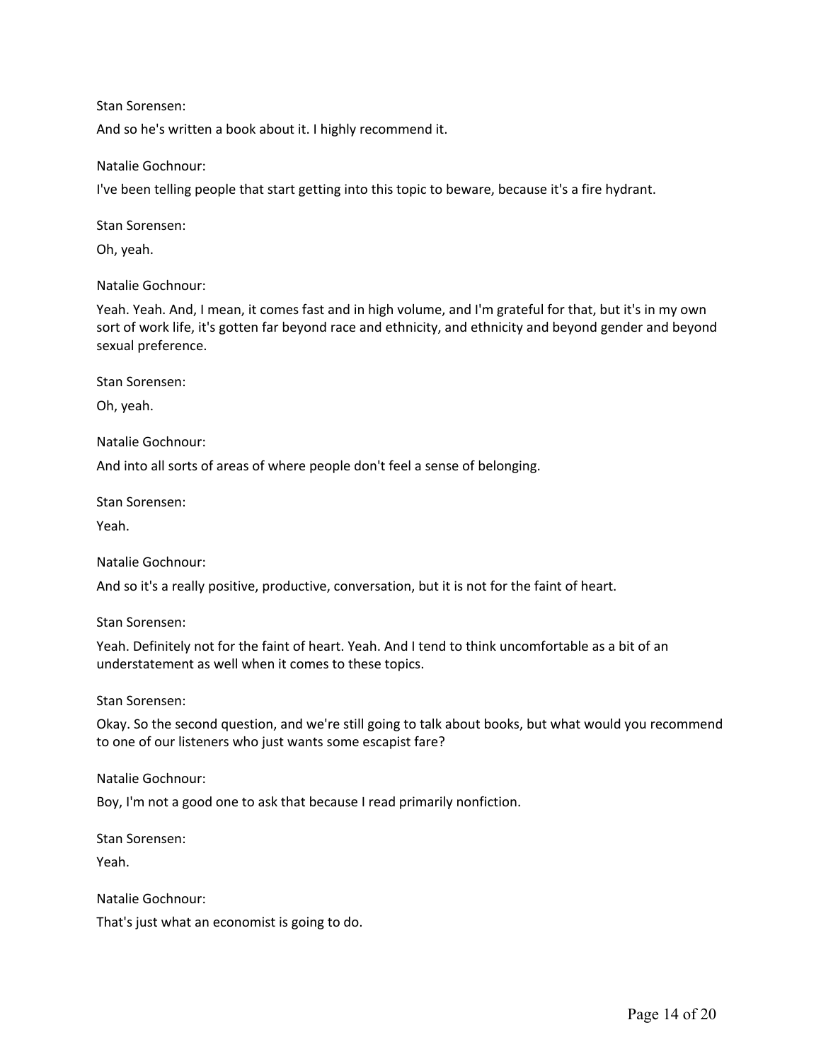Stan Sorensen:

And so he's written a book about it. I highly recommend it.

Natalie Gochnour:

I've been telling people that start getting into this topic to beware, because it's a fire hydrant.

Stan Sorensen:

Oh, yeah.

Natalie Gochnour:

Yeah. Yeah. And, I mean, it comes fast and in high volume, and I'm grateful for that, but it's in my own sort of work life, it's gotten far beyond race and ethnicity, and ethnicity and beyond gender and beyond sexual preference.

Stan Sorensen:

Oh, yeah.

Natalie Gochnour:

And into all sorts of areas of where people don't feel a sense of belonging.

Stan Sorensen:

Yeah.

Natalie Gochnour:

And so it's a really positive, productive, conversation, but it is not for the faint of heart.

Stan Sorensen:

Yeah. Definitely not for the faint of heart. Yeah. And I tend to think uncomfortable as a bit of an understatement as well when it comes to these topics.

Stan Sorensen:

Okay. So the second question, and we're still going to talk about books, but what would you recommend to one of our listeners who just wants some escapist fare?

Natalie Gochnour:

Boy, I'm not a good one to ask that because I read primarily nonfiction.

Stan Sorensen:

Yeah.

Natalie Gochnour:

That's just what an economist is going to do.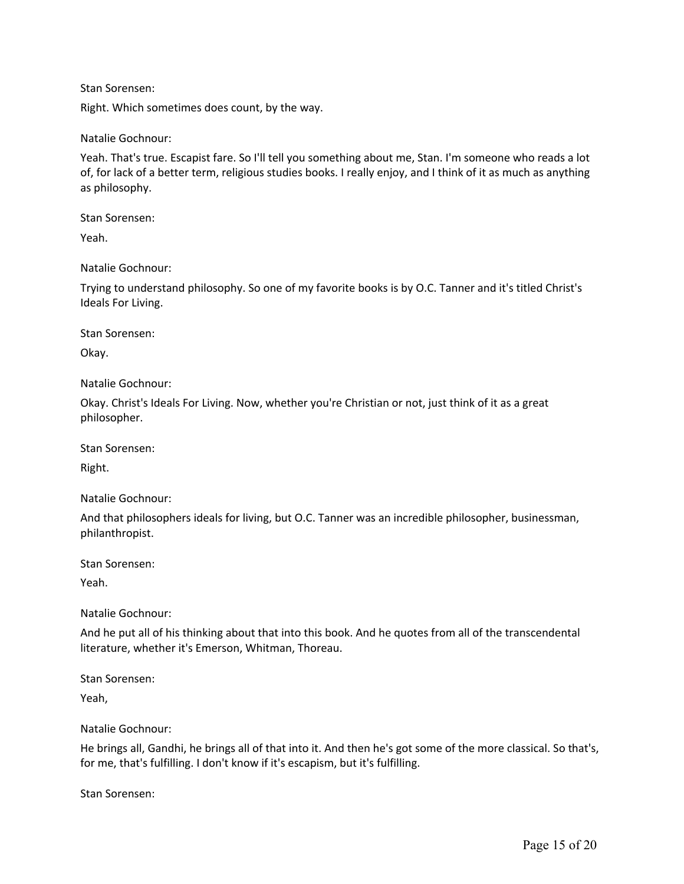Stan Sorensen:

Right. Which sometimes does count, by the way.

Natalie Gochnour:

Yeah. That's true. Escapist fare. So I'll tell you something about me, Stan. I'm someone who reads a lot of, for lack of a better term, religious studies books. I really enjoy, and I think of it as much as anything as philosophy.

Stan Sorensen:

Yeah.

Natalie Gochnour:

Trying to understand philosophy. So one of my favorite books is by O.C. Tanner and it's titled Christ's Ideals For Living.

Stan Sorensen:

Okay.

Natalie Gochnour:

Okay. Christ's Ideals For Living. Now, whether you're Christian or not, just think of it as a great philosopher.

Stan Sorensen:

Right.

Natalie Gochnour:

And that philosophers ideals for living, but O.C. Tanner was an incredible philosopher, businessman, philanthropist.

Stan Sorensen:

Yeah.

Natalie Gochnour:

And he put all of his thinking about that into this book. And he quotes from all of the transcendental literature, whether it's Emerson, Whitman, Thoreau.

Stan Sorensen:

Yeah,

Natalie Gochnour:

He brings all, Gandhi, he brings all of that into it. And then he's got some of the more classical. So that's, for me, that's fulfilling. I don't know if it's escapism, but it's fulfilling.

Stan Sorensen: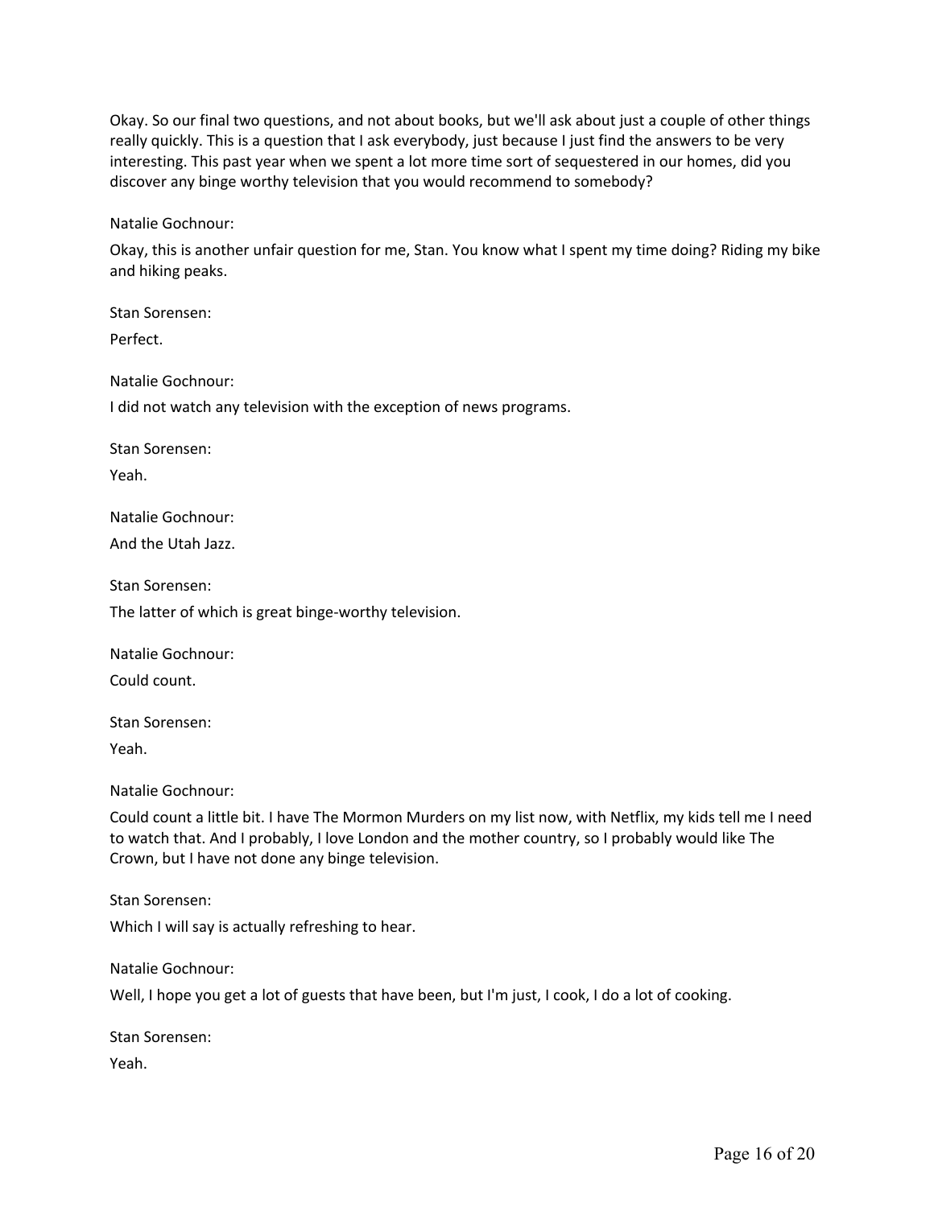Okay. So our final two questions, and not about books, but we'll ask about just a couple of other things really quickly. This is a question that I ask everybody, just because I just find the answers to be very interesting. This past year when we spent a lot more time sort of sequestered in our homes, did you discover any binge worthy television that you would recommend to somebody?

Natalie Gochnour:

Okay, this is another unfair question for me, Stan. You know what I spent my time doing? Riding my bike and hiking peaks.

Stan Sorensen:

Perfect.

Natalie Gochnour:

I did not watch any television with the exception of news programs.

Stan Sorensen:

Yeah.

Natalie Gochnour:

And the Utah Jazz.

Stan Sorensen:

The latter of which is great binge-worthy television.

Natalie Gochnour:

Could count.

Stan Sorensen:

Yeah.

Natalie Gochnour:

Could count a little bit. I have The Mormon Murders on my list now, with Netflix, my kids tell me I need to watch that. And I probably, I love London and the mother country, so I probably would like The Crown, but I have not done any binge television.

Stan Sorensen:

Which I will say is actually refreshing to hear.

Natalie Gochnour:

Well, I hope you get a lot of guests that have been, but I'm just, I cook, I do a lot of cooking.

Stan Sorensen:

Yeah.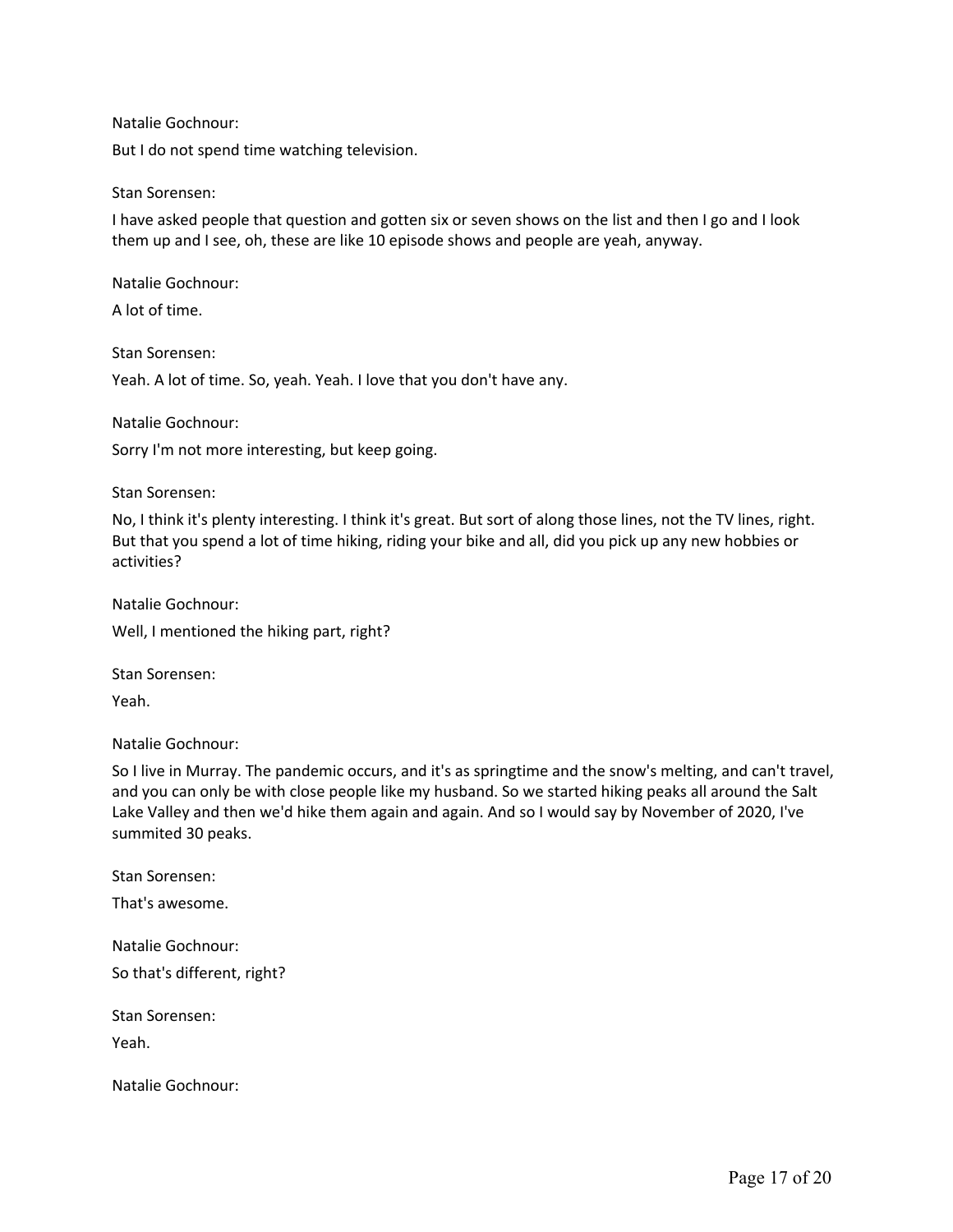Natalie Gochnour:

But I do not spend time watching television.

Stan Sorensen:

I have asked people that question and gotten six or seven shows on the list and then I go and I look them up and I see, oh, these are like 10 episode shows and people are yeah, anyway.

Natalie Gochnour:

A lot of time.

Stan Sorensen:

Yeah. A lot of time. So, yeah. Yeah. I love that you don't have any.

Natalie Gochnour:

Sorry I'm not more interesting, but keep going.

Stan Sorensen:

No, I think it's plenty interesting. I think it's great. But sort of along those lines, not the TV lines, right. But that you spend a lot of time hiking, riding your bike and all, did you pick up any new hobbies or activities?

Natalie Gochnour:

Well, I mentioned the hiking part, right?

Stan Sorensen:

Yeah.

Natalie Gochnour:

So I live in Murray. The pandemic occurs, and it's as springtime and the snow's melting, and can't travel, and you can only be with close people like my husband. So we started hiking peaks all around the Salt Lake Valley and then we'd hike them again and again. And so I would say by November of 2020, I've summited 30 peaks.

Stan Sorensen:

That's awesome.

Natalie Gochnour:

So that's different, right?

Stan Sorensen:

Yeah.

Natalie Gochnour: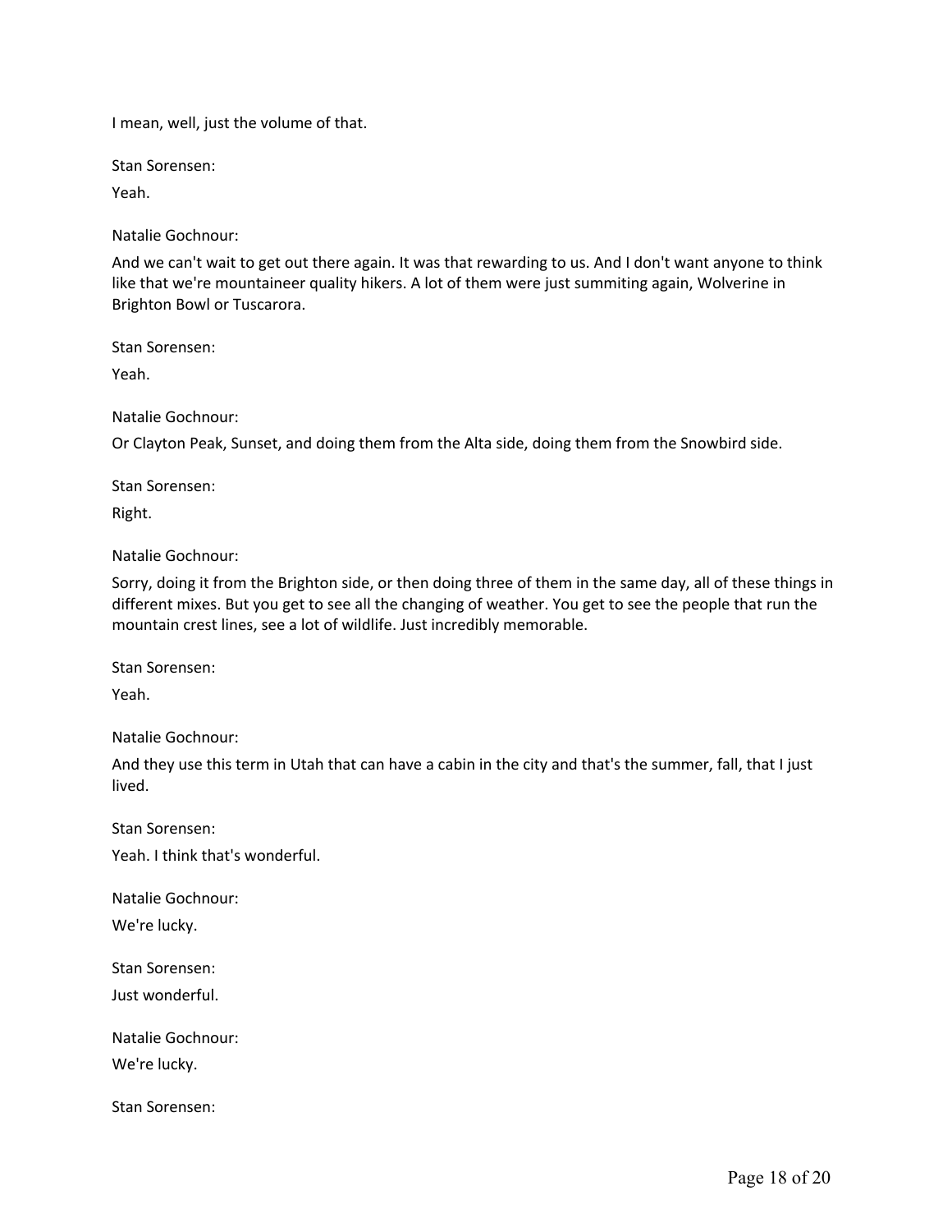I mean, well, just the volume of that.

Stan Sorensen:

Yeah.

Natalie Gochnour:

And we can't wait to get out there again. It was that rewarding to us. And I don't want anyone to think like that we're mountaineer quality hikers. A lot of them were just summiting again, Wolverine in Brighton Bowl or Tuscarora.

Stan Sorensen:

Yeah.

Natalie Gochnour:

Or Clayton Peak, Sunset, and doing them from the Alta side, doing them from the Snowbird side.

Stan Sorensen:

Right.

Natalie Gochnour:

Sorry, doing it from the Brighton side, or then doing three of them in the same day, all of these things in different mixes. But you get to see all the changing of weather. You get to see the people that run the mountain crest lines, see a lot of wildlife. Just incredibly memorable.

Stan Sorensen:

Yeah.

Natalie Gochnour:

And they use this term in Utah that can have a cabin in the city and that's the summer, fall, that I just lived.

Stan Sorensen:

Yeah. I think that's wonderful.

Natalie Gochnour:

We're lucky.

Stan Sorensen:

Just wonderful.

Natalie Gochnour:

We're lucky.

Stan Sorensen: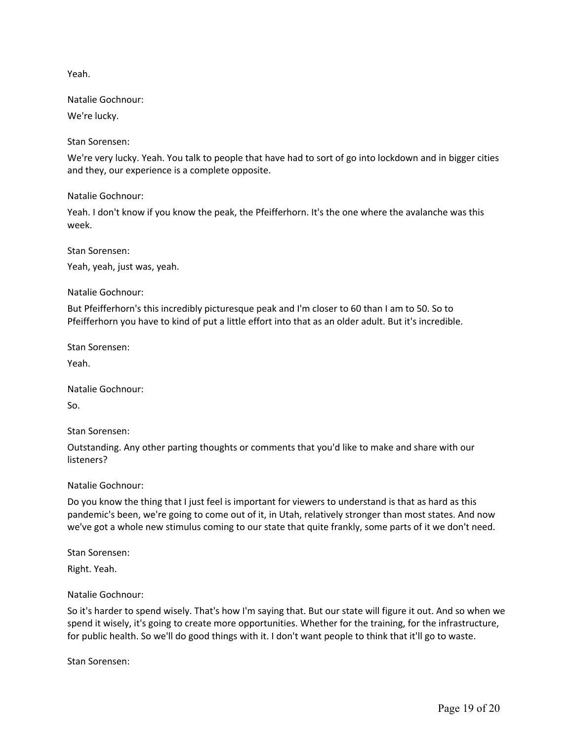Yeah.

Natalie Gochnour:

We're lucky.

Stan Sorensen:

We're very lucky. Yeah. You talk to people that have had to sort of go into lockdown and in bigger cities and they, our experience is a complete opposite.

Natalie Gochnour:

Yeah. I don't know if you know the peak, the Pfeifferhorn. It's the one where the avalanche was this week.

Stan Sorensen:

Yeah, yeah, just was, yeah.

Natalie Gochnour:

But Pfeifferhorn's this incredibly picturesque peak and I'm closer to 60 than I am to 50. So to Pfeifferhorn you have to kind of put a little effort into that as an older adult. But it's incredible.

Stan Sorensen:

Yeah.

Natalie Gochnour:

So.

Stan Sorensen:

Outstanding. Any other parting thoughts or comments that you'd like to make and share with our listeners?

Natalie Gochnour:

Do you know the thing that I just feel is important for viewers to understand is that as hard as this pandemic's been, we're going to come out of it, in Utah, relatively stronger than most states. And now we've got a whole new stimulus coming to our state that quite frankly, some parts of it we don't need.

Stan Sorensen:

Right. Yeah.

Natalie Gochnour:

So it's harder to spend wisely. That's how I'm saying that. But our state will figure it out. And so when we spend it wisely, it's going to create more opportunities. Whether for the training, for the infrastructure, for public health. So we'll do good things with it. I don't want people to think that it'll go to waste.

Stan Sorensen: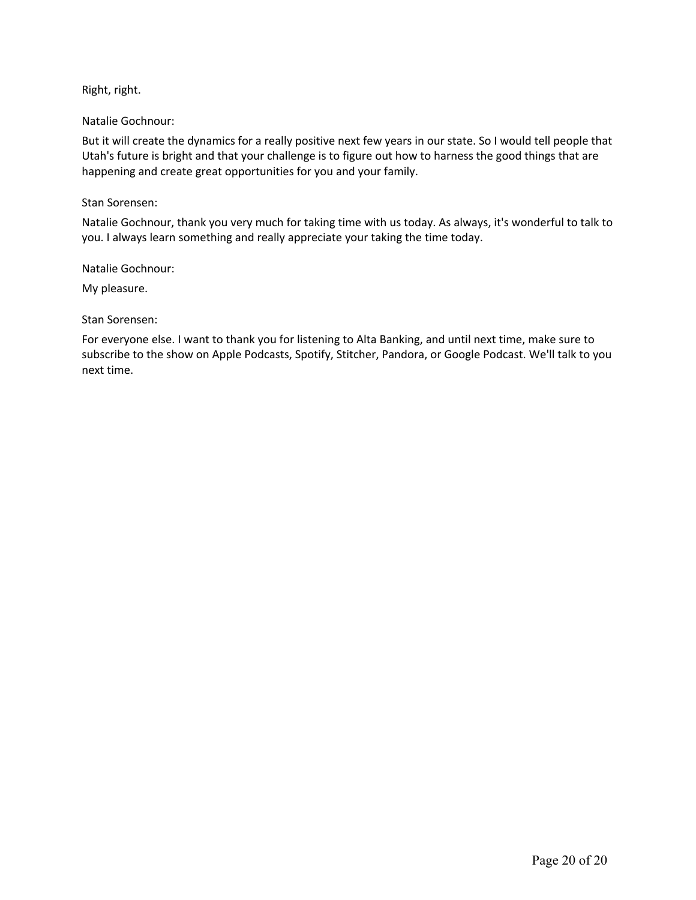Right, right.

Natalie Gochnour:

But it will create the dynamics for a really positive next few years in our state. So I would tell people that Utah's future is bright and that your challenge is to figure out how to harness the good things that are happening and create great opportunities for you and your family.

Stan Sorensen:

Natalie Gochnour, thank you very much for taking time with us today. As always, it's wonderful to talk to you. I always learn something and really appreciate your taking the time today.

Natalie Gochnour:

My pleasure.

Stan Sorensen:

For everyone else. I want to thank you for listening to Alta Banking, and until next time, make sure to subscribe to the show on Apple Podcasts, Spotify, Stitcher, Pandora, or Google Podcast. We'll talk to you next time.